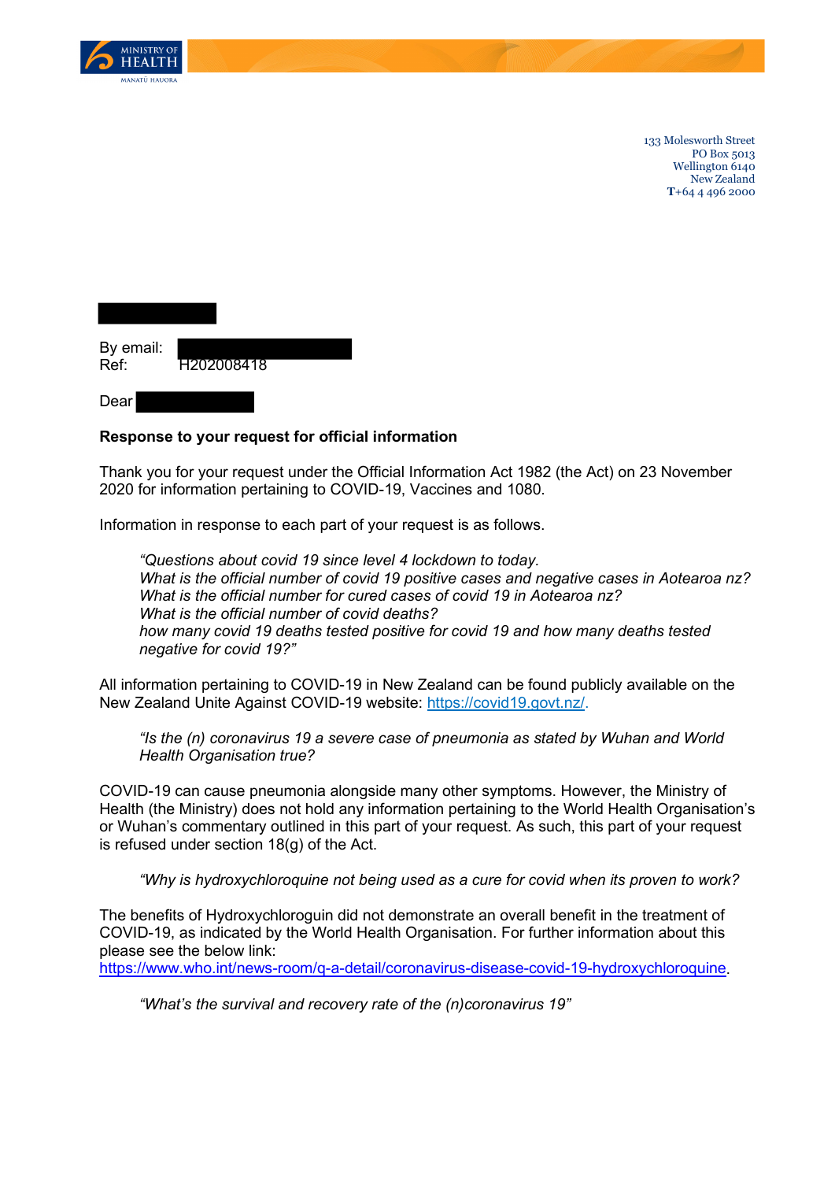133 Molesworth Street
PO Box 5013
Wellington 6140
New Zealand
T+64 4 496 2000

By email:
Ref: H202008418

Dear

**Response to your request for official information**

Thank you for your request under the Official Information Act 1982 (the Act) on 23 November 2020 for information pertaining to COVID-19, Vaccines and 1080.

Information in response to each part of your request is as follows.

> *"Questions about covid 19 since level 4 lockdown to today.*
> *What is the official number of covid 19 positive cases and negative cases in Aotearoa nz?*
> *What is the official number for cured cases of covid 19 in Aotearoa nz?*
> *What is the official number of covid deaths?*
> *how many covid 19 deaths tested positive for covid 19 and how many deaths tested negative for covid 19?"*

All information pertaining to COVID-19 in New Zealand can be found publicly available on the New Zealand Unite Against COVID-19 website: https://covid19.govt.nz/.

> *"Is the (n) coronavirus 19 a severe case of pneumonia as stated by Wuhan and World Health Organisation true?*

COVID-19 can cause pneumonia alongside many other symptoms. However, the Ministry of Health (the Ministry) does not hold any information pertaining to the World Health Organisation's or Wuhan's commentary outlined in this part of your request. As such, this part of your request is refused under section 18(g) of the Act.

> *"Why is hydroxychloroquine not being used as a cure for covid when its proven to work?*

The benefits of Hydroxychloroguin did not demonstrate an overall benefit in the treatment of COVID-19, as indicated by the World Health Organisation. For further information about this please see the below link:
https://www.who.int/news-room/q-a-detail/coronavirus-disease-covid-19-hydroxychloroquine.

> *"What's the survival and recovery rate of the (n)coronavirus 19"*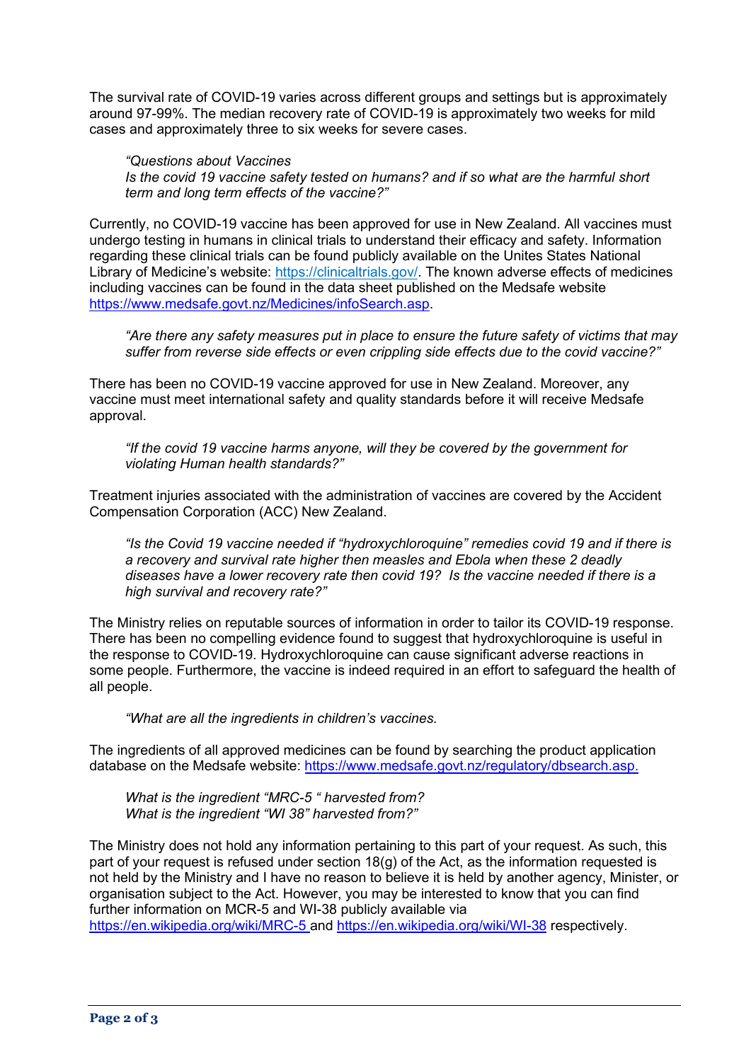The survival rate of COVID-19 varies across different groups and settings but is approximately around 97-99%. The median recovery rate of COVID-19 is approximately two weeks for mild cases and approximately three to six weeks for severe cases.

> *"Questions about Vaccines*
> *Is the covid 19 vaccine safety tested on humans? and if so what are the harmful short term and long term effects of the vaccine?"*

Currently, no COVID-19 vaccine has been approved for use in New Zealand. All vaccines must undergo testing in humans in clinical trials to understand their efficacy and safety. Information regarding these clinical trials can be found publicly available on the Unites States National Library of Medicine's website: https://clinicaltrials.gov/. The known adverse effects of medicines including vaccines can be found in the data sheet published on the Medsafe website https://www.medsafe.govt.nz/Medicines/infoSearch.asp.

> *"Are there any safety measures put in place to ensure the future safety of victims that may suffer from reverse side effects or even crippling side effects due to the covid vaccine?"*

There has been no COVID-19 vaccine approved for use in New Zealand. Moreover, any vaccine must meet international safety and quality standards before it will receive Medsafe approval.

> *"If the covid 19 vaccine harms anyone, will they be covered by the government for violating Human health standards?"*

Treatment injuries associated with the administration of vaccines are covered by the Accident Compensation Corporation (ACC) New Zealand.

> *"Is the Covid 19 vaccine needed if "hydroxychloroquine" remedies covid 19 and if there is a recovery and survival rate higher then measles and Ebola when these 2 deadly diseases have a lower recovery rate then covid 19? Is the vaccine needed if there is a high survival and recovery rate?"*

The Ministry relies on reputable sources of information in order to tailor its COVID-19 response. There has been no compelling evidence found to suggest that hydroxychloroquine is useful in the response to COVID-19. Hydroxychloroquine can cause significant adverse reactions in some people. Furthermore, the vaccine is indeed required in an effort to safeguard the health of all people.

> *"What are all the ingredients in children's vaccines.*

The ingredients of all approved medicines can be found by searching the product application database on the Medsafe website: https://www.medsafe.govt.nz/regulatory/dbsearch.asp.

> *What is the ingredient "MRC-5 " harvested from?*
> *What is the ingredient "WI 38" harvested from?"*

The Ministry does not hold any information pertaining to this part of your request. As such, this part of your request is refused under section 18(g) of the Act, as the information requested is not held by the Ministry and I have no reason to believe it is held by another agency, Minister, or organisation subject to the Act. However, you may be interested to know that you can find further information on MCR-5 and WI-38 publicly available via https://en.wikipedia.org/wiki/MRC-5 and https://en.wikipedia.org/wiki/WI-38 respectively.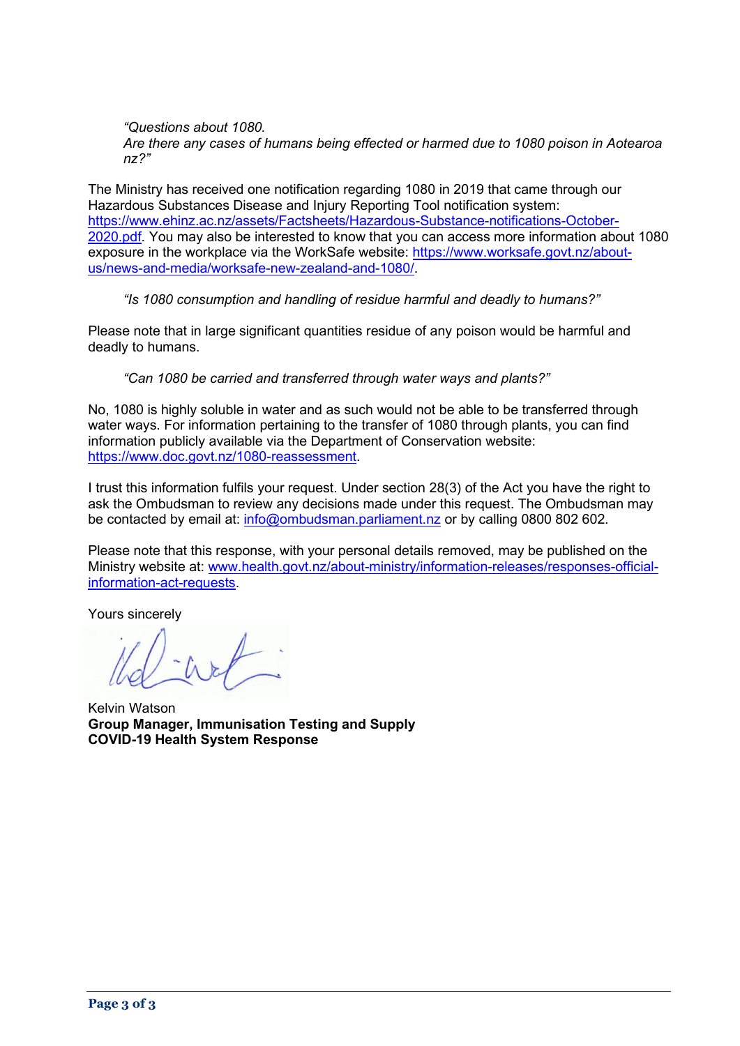*"Questions about 1080.*
*Are there any cases of humans being effected or harmed due to 1080 poison in Aotearoa nz?"*

The Ministry has received one notification regarding 1080 in 2019 that came through our Hazardous Substances Disease and Injury Reporting Tool notification system: https://www.ehinz.ac.nz/assets/Factsheets/Hazardous-Substance-notifications-October-2020.pdf. You may also be interested to know that you can access more information about 1080 exposure in the workplace via the WorkSafe website: https://www.worksafe.govt.nz/about-us/news-and-media/worksafe-new-zealand-and-1080/.

*"Is 1080 consumption and handling of residue harmful and deadly to humans?"*

Please note that in large significant quantities residue of any poison would be harmful and deadly to humans.

*"Can 1080 be carried and transferred through water ways and plants?"*

No, 1080 is highly soluble in water and as such would not be able to be transferred through water ways. For information pertaining to the transfer of 1080 through plants, you can find information publicly available via the Department of Conservation website: https://www.doc.govt.nz/1080-reassessment.

I trust this information fulfils your request. Under section 28(3) of the Act you have the right to ask the Ombudsman to review any decisions made under this request. The Ombudsman may be contacted by email at: info@ombudsman.parliament.nz or by calling 0800 802 602.

Please note that this response, with your personal details removed, may be published on the Ministry website at: www.health.govt.nz/about-ministry/information-releases/responses-official-information-act-requests.

Yours sincerely

Kelvin Watson
**Group Manager, Immunisation Testing and Supply**
**COVID-19 Health System Response**